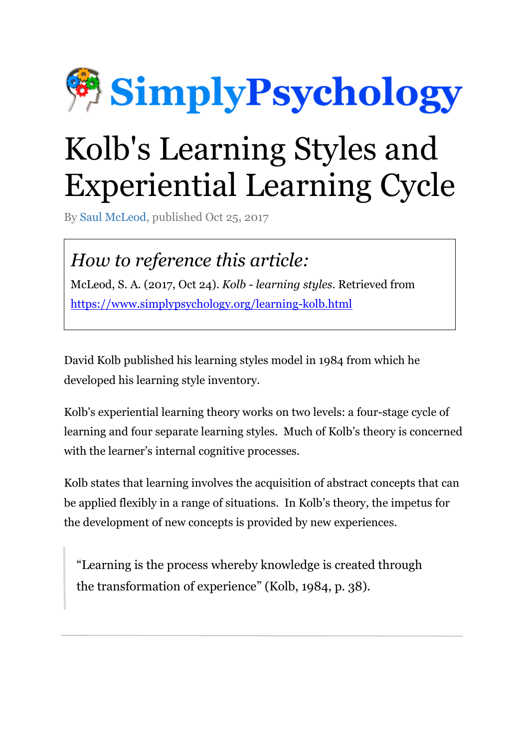SimplyPsychology

# Kolb's Learning Styles and Experiential Learning Cycle

By Saul McLeod, published Oct 25, 2017

> ### *How to reference this article:*
>
> McLeod, S. A. (2017, Oct 24). *Kolb - learning styles*. Retrieved from https://www.simplypsychology.org/learning-kolb.html

David Kolb published his learning styles model in 1984 from which he developed his learning style inventory.

Kolb's experiential learning theory works on two levels: a four-stage cycle of learning and four separate learning styles. Much of Kolb's theory is concerned with the learner's internal cognitive processes.

Kolb states that learning involves the acquisition of abstract concepts that can be applied flexibly in a range of situations. In Kolb's theory, the impetus for the development of new concepts is provided by new experiences.

> "Learning is the process whereby knowledge is created through the transformation of experience" (Kolb, 1984, p. 38).

---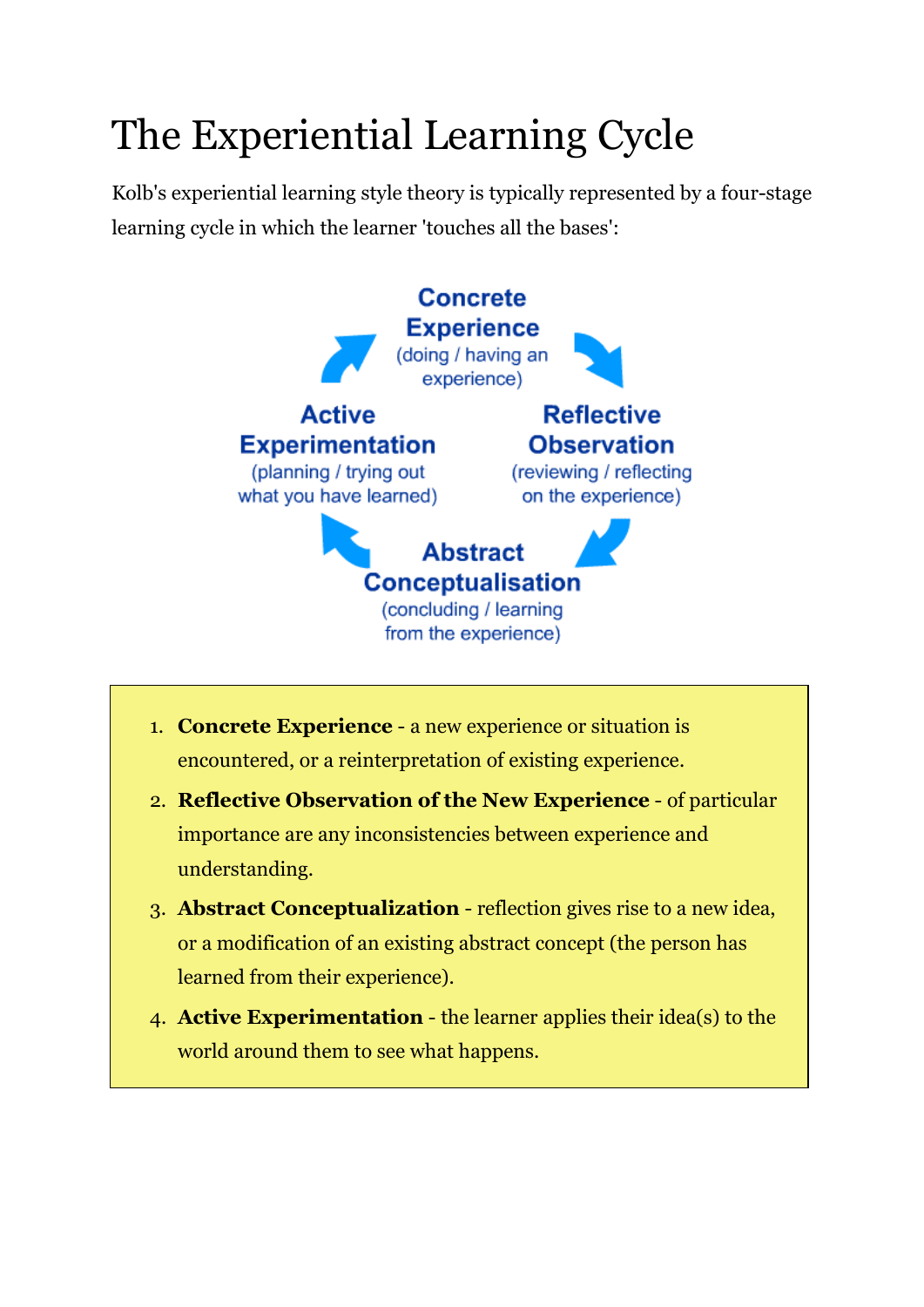# The Experiential Learning Cycle

Kolb's experiential learning style theory is typically represented by a four-stage learning cycle in which the learner 'touches all the bases':

**Concrete Experience**
(doing / having an experience)

**Reflective Observation**
(reviewing / reflecting on the experience)

**Abstract Conceptualisation**
(concluding / learning from the experience)

**Active Experimentation**
(planning / trying out what you have learned)

1. **Concrete Experience** - a new experience or situation is encountered, or a reinterpretation of existing experience.
2. **Reflective Observation of the New Experience** - of particular importance are any inconsistencies between experience and understanding.
3. **Abstract Conceptualization** - reflection gives rise to a new idea, or a modification of an existing abstract concept (the person has learned from their experience).
4. **Active Experimentation** - the learner applies their idea(s) to the world around them to see what happens.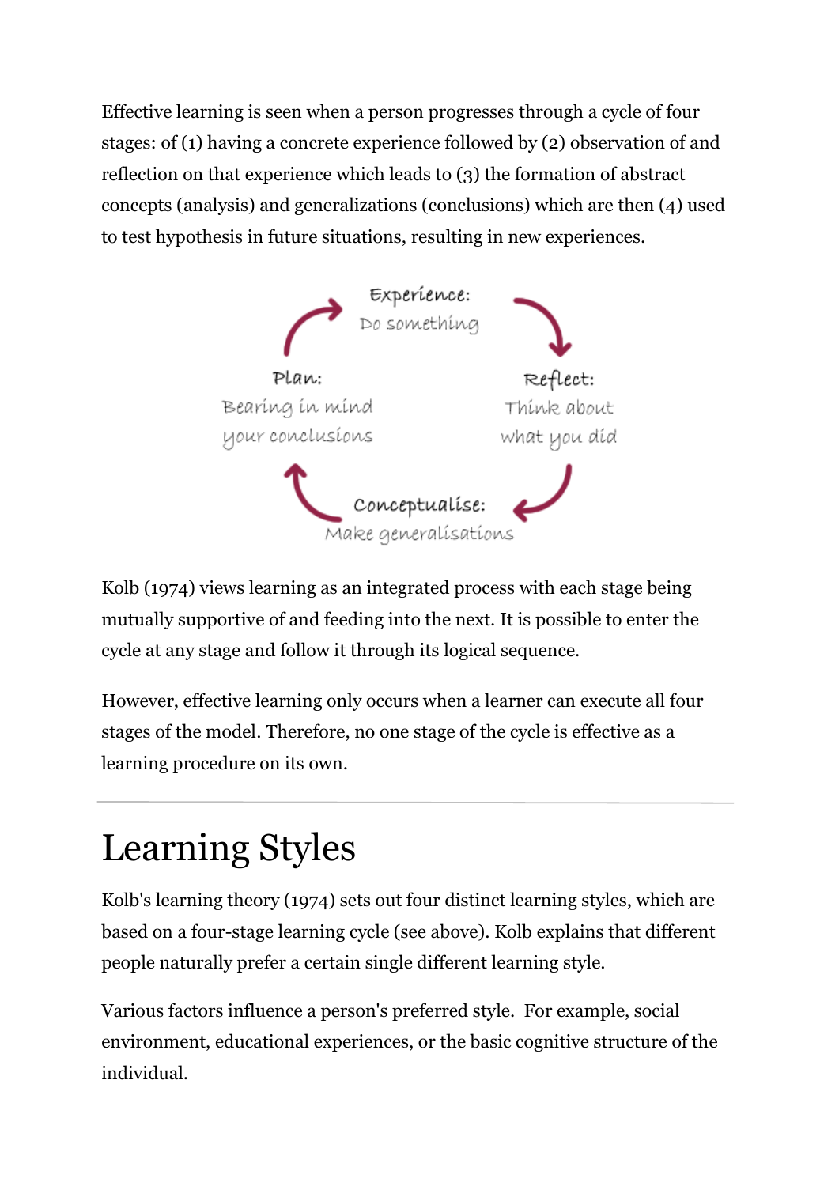Effective learning is seen when a person progresses through a cycle of four stages: of (1) having a concrete experience followed by (2) observation of and reflection on that experience which leads to (3) the formation of abstract concepts (analysis) and generalizations (conclusions) which are then (4) used to test hypothesis in future situations, resulting in new experiences.

Experience: Do something

Reflect: Think about what you did

Conceptualise: Make generalisations

Plan: Bearing in mind your conclusions

Kolb (1974) views learning as an integrated process with each stage being mutually supportive of and feeding into the next. It is possible to enter the cycle at any stage and follow it through its logical sequence.

However, effective learning only occurs when a learner can execute all four stages of the model. Therefore, no one stage of the cycle is effective as a learning procedure on its own.

---

# Learning Styles

Kolb's learning theory (1974) sets out four distinct learning styles, which are based on a four-stage learning cycle (see above). Kolb explains that different people naturally prefer a certain single different learning style.

Various factors influence a person's preferred style. For example, social environment, educational experiences, or the basic cognitive structure of the individual.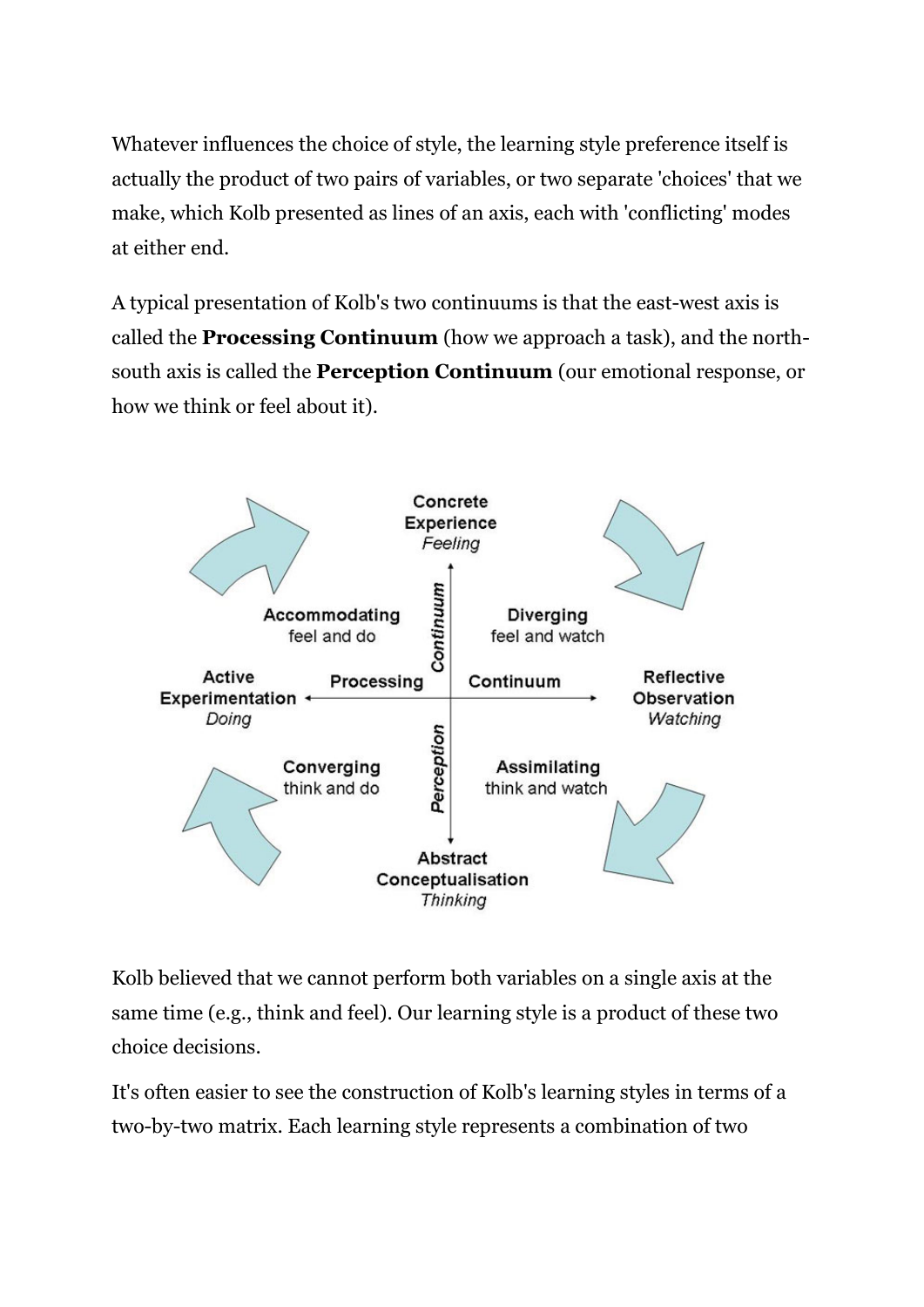Whatever influences the choice of style, the learning style preference itself is actually the product of two pairs of variables, or two separate 'choices' that we make, which Kolb presented as lines of an axis, each with 'conflicting' modes at either end.

A typical presentation of Kolb's two continuums is that the east-west axis is called the **Processing Continuum** (how we approach a task), and the north-south axis is called the **Perception Continuum** (our emotional response, or how we think or feel about it).

Kolb believed that we cannot perform both variables on a single axis at the same time (e.g., think and feel). Our learning style is a product of these two choice decisions.

It's often easier to see the construction of Kolb's learning styles in terms of a two-by-two matrix. Each learning style represents a combination of two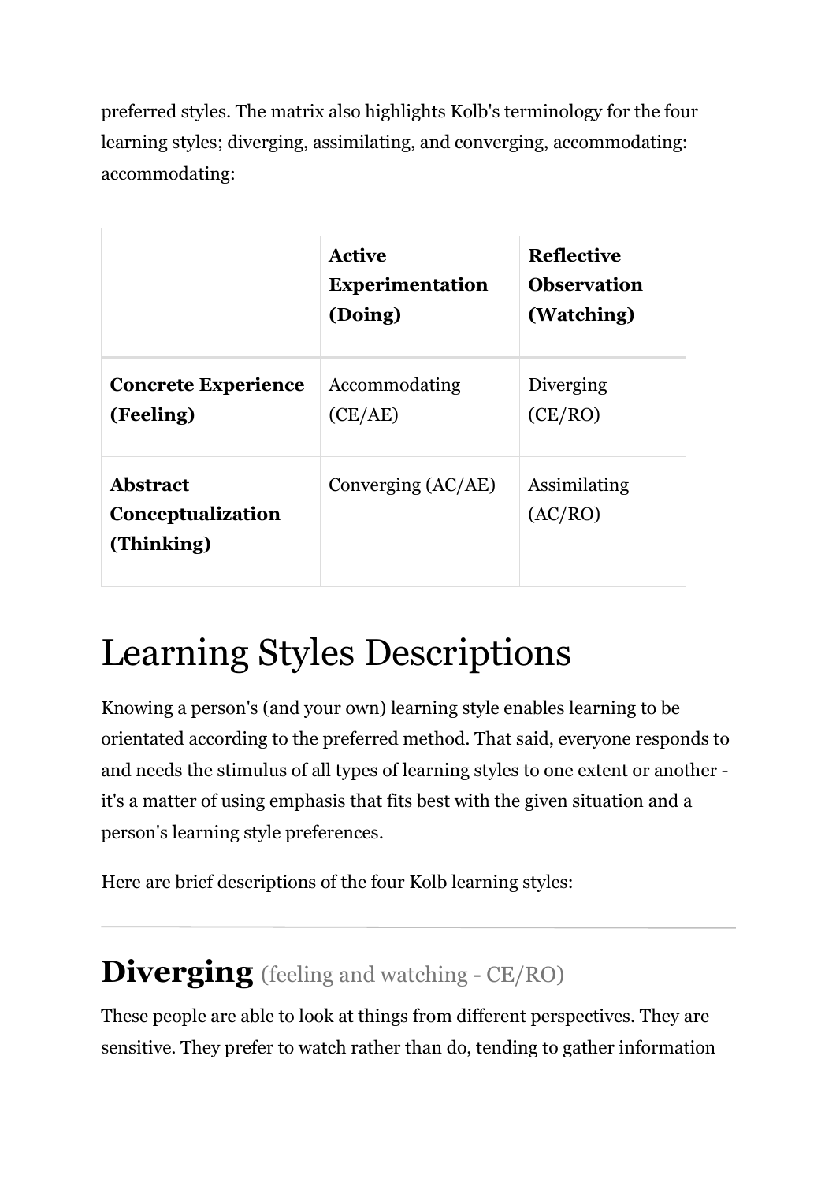preferred styles. The matrix also highlights Kolb's terminology for the four learning styles; diverging, assimilating, and converging, accommodating: accommodating:

| | **Active Experimentation (Doing)** | **Reflective Observation (Watching)** |
|---|---|---|
| **Concrete Experience (Feeling)** | Accommodating (CE/AE) | Diverging (CE/RO) |
| **Abstract Conceptualization (Thinking)** | Converging (AC/AE) | Assimilating (AC/RO) |

# Learning Styles Descriptions

Knowing a person's (and your own) learning style enables learning to be orientated according to the preferred method. That said, everyone responds to and needs the stimulus of all types of learning styles to one extent or another - it's a matter of using emphasis that fits best with the given situation and a person's learning style preferences.

Here are brief descriptions of the four Kolb learning styles:

---

## Diverging (feeling and watching - CE/RO)

These people are able to look at things from different perspectives. They are sensitive. They prefer to watch rather than do, tending to gather information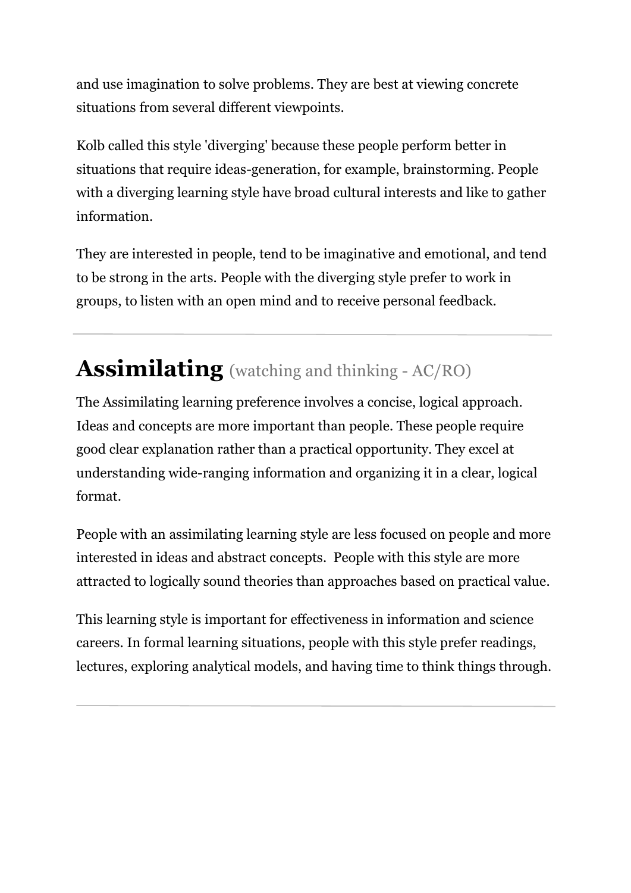and use imagination to solve problems. They are best at viewing concrete situations from several different viewpoints.

Kolb called this style 'diverging' because these people perform better in situations that require ideas-generation, for example, brainstorming. People with a diverging learning style have broad cultural interests and like to gather information.

They are interested in people, tend to be imaginative and emotional, and tend to be strong in the arts. People with the diverging style prefer to work in groups, to listen with an open mind and to receive personal feedback.

---

## Assimilating (watching and thinking - AC/RO)

The Assimilating learning preference involves a concise, logical approach. Ideas and concepts are more important than people. These people require good clear explanation rather than a practical opportunity. They excel at understanding wide-ranging information and organizing it in a clear, logical format.

People with an assimilating learning style are less focused on people and more interested in ideas and abstract concepts. People with this style are more attracted to logically sound theories than approaches based on practical value.

This learning style is important for effectiveness in information and science careers. In formal learning situations, people with this style prefer readings, lectures, exploring analytical models, and having time to think things through.

---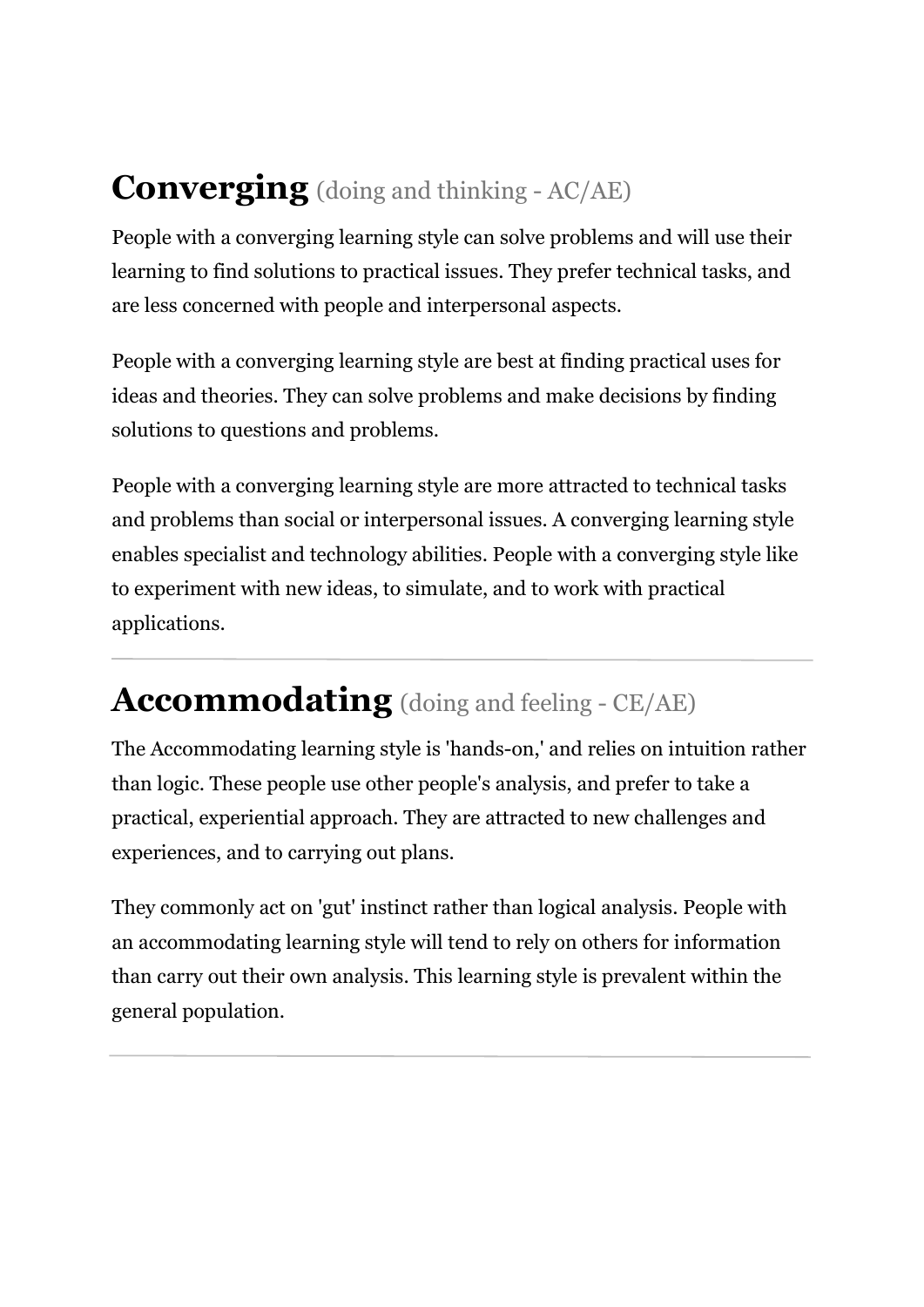## **Converging** (doing and thinking - AC/AE)

People with a converging learning style can solve problems and will use their learning to find solutions to practical issues. They prefer technical tasks, and are less concerned with people and interpersonal aspects.

People with a converging learning style are best at finding practical uses for ideas and theories. They can solve problems and make decisions by finding solutions to questions and problems.

People with a converging learning style are more attracted to technical tasks and problems than social or interpersonal issues. A converging learning style enables specialist and technology abilities. People with a converging style like to experiment with new ideas, to simulate, and to work with practical applications.

---

## **Accommodating** (doing and feeling - CE/AE)

The Accommodating learning style is 'hands-on,' and relies on intuition rather than logic. These people use other people's analysis, and prefer to take a practical, experiential approach. They are attracted to new challenges and experiences, and to carrying out plans.

They commonly act on 'gut' instinct rather than logical analysis. People with an accommodating learning style will tend to rely on others for information than carry out their own analysis. This learning style is prevalent within the general population.

---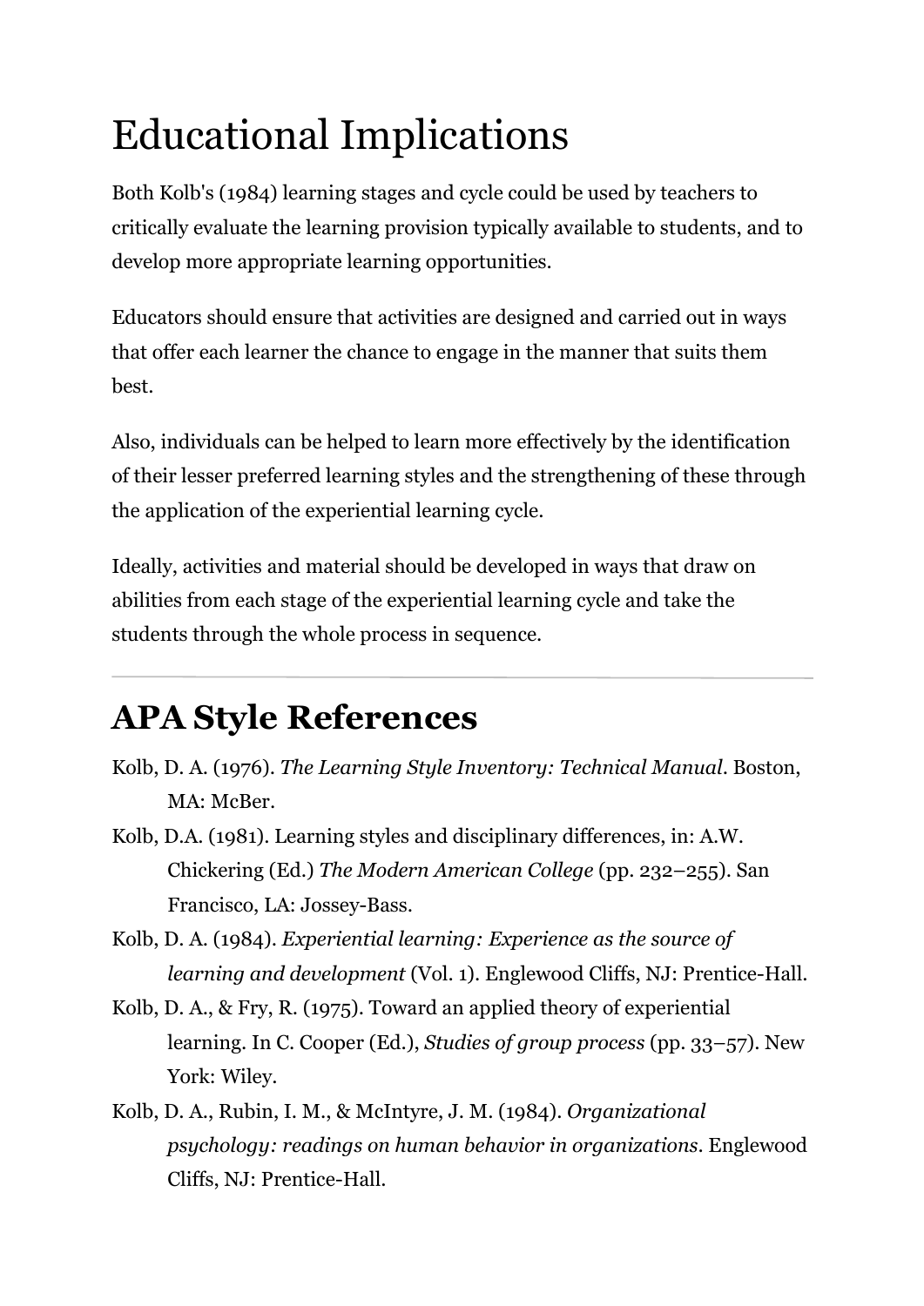# Educational Implications

Both Kolb's (1984) learning stages and cycle could be used by teachers to critically evaluate the learning provision typically available to students, and to develop more appropriate learning opportunities.

Educators should ensure that activities are designed and carried out in ways that offer each learner the chance to engage in the manner that suits them best.

Also, individuals can be helped to learn more effectively by the identification of their lesser preferred learning styles and the strengthening of these through the application of the experiential learning cycle.

Ideally, activities and material should be developed in ways that draw on abilities from each stage of the experiential learning cycle and take the students through the whole process in sequence.

---

## APA Style References

Kolb, D. A. (1976). *The Learning Style Inventory: Technical Manual*. Boston, MA: McBer.

Kolb, D.A. (1981). Learning styles and disciplinary differences, in: A.W. Chickering (Ed.) *The Modern American College* (pp. 232–255). San Francisco, LA: Jossey-Bass.

Kolb, D. A. (1984). *Experiential learning: Experience as the source of learning and development* (Vol. 1). Englewood Cliffs, NJ: Prentice-Hall.

Kolb, D. A., & Fry, R. (1975). Toward an applied theory of experiential learning. In C. Cooper (Ed.), *Studies of group process* (pp. 33–57). New York: Wiley.

Kolb, D. A., Rubin, I. M., & McIntyre, J. M. (1984). *Organizational psychology: readings on human behavior in organizations*. Englewood Cliffs, NJ: Prentice-Hall.